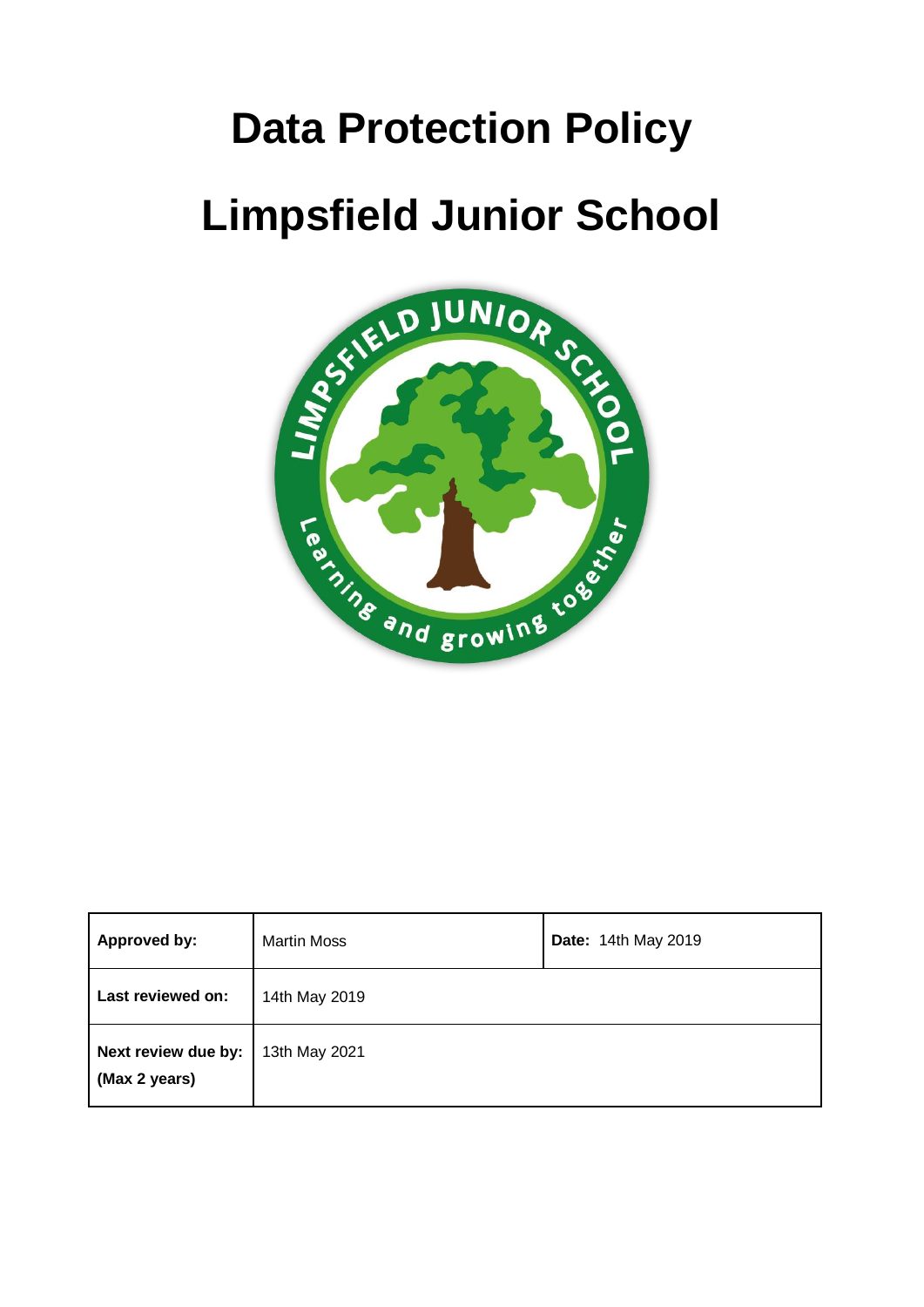# Data Protection Policy

# Limpsfield Junior School

| Approved by: | Martin Moss | Date: 14th May 2019 |
|---|---|---|
| Last reviewed on: | 14th May 2019 | |
| Next review due by: (Max 2 years) | 13th May 2021 | |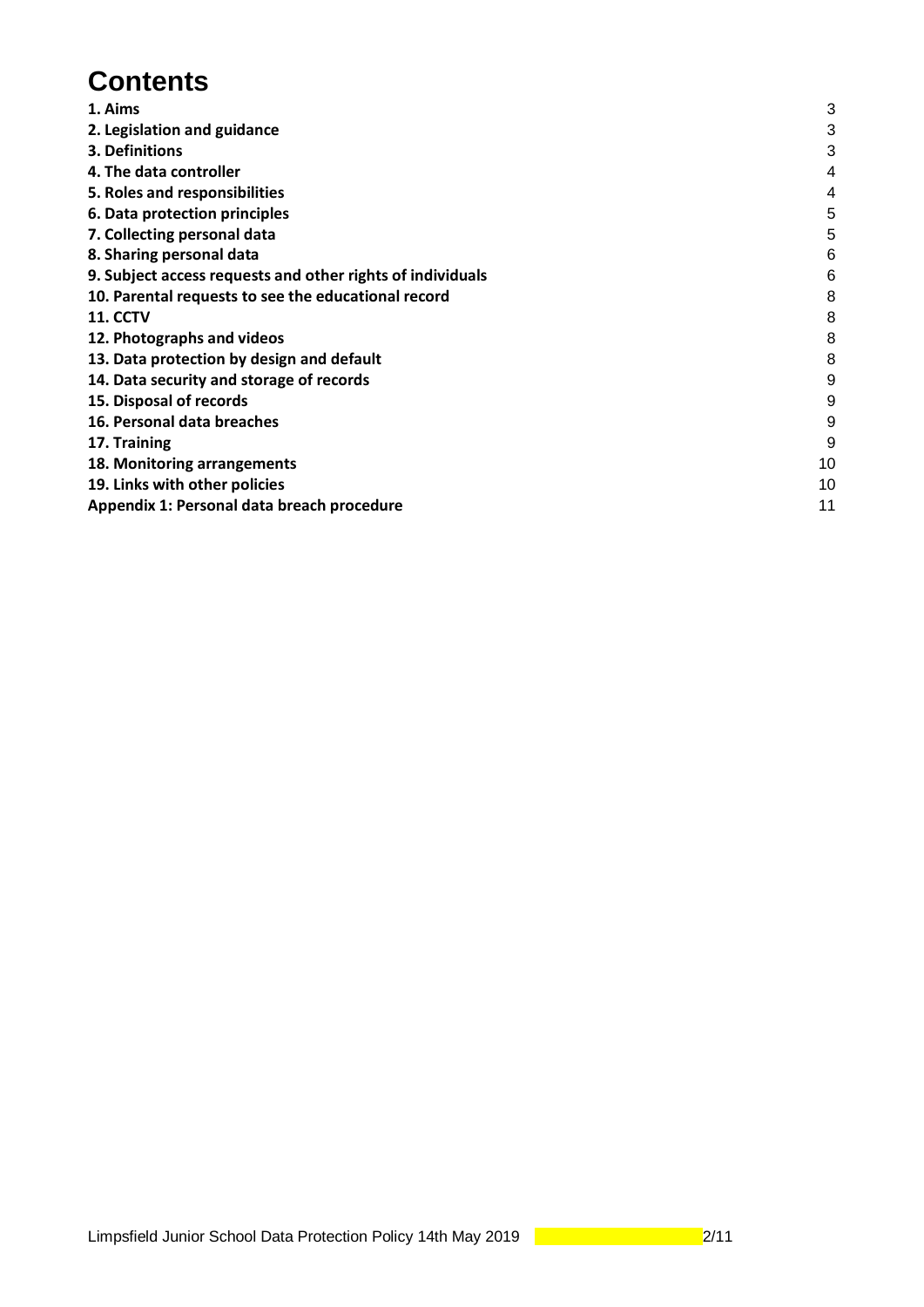# Contents

| | |
|---|---|
| **1. Aims** | 3 |
| **2. Legislation and guidance** | 3 |
| **3. Definitions** | 3 |
| **4. The data controller** | 4 |
| **5. Roles and responsibilities** | 4 |
| **6. Data protection principles** | 5 |
| **7. Collecting personal data** | 5 |
| **8. Sharing personal data** | 6 |
| **9. Subject access requests and other rights of individuals** | 6 |
| **10. Parental requests to see the educational record** | 8 |
| **11. CCTV** | 8 |
| **12. Photographs and videos** | 8 |
| **13. Data protection by design and default** | 8 |
| **14. Data security and storage of records** | 9 |
| **15. Disposal of records** | 9 |
| **16. Personal data breaches** | 9 |
| **17. Training** | 9 |
| **18. Monitoring arrangements** | 10 |
| **19. Links with other policies** | 10 |
| **Appendix 1: Personal data breach procedure** | 11 |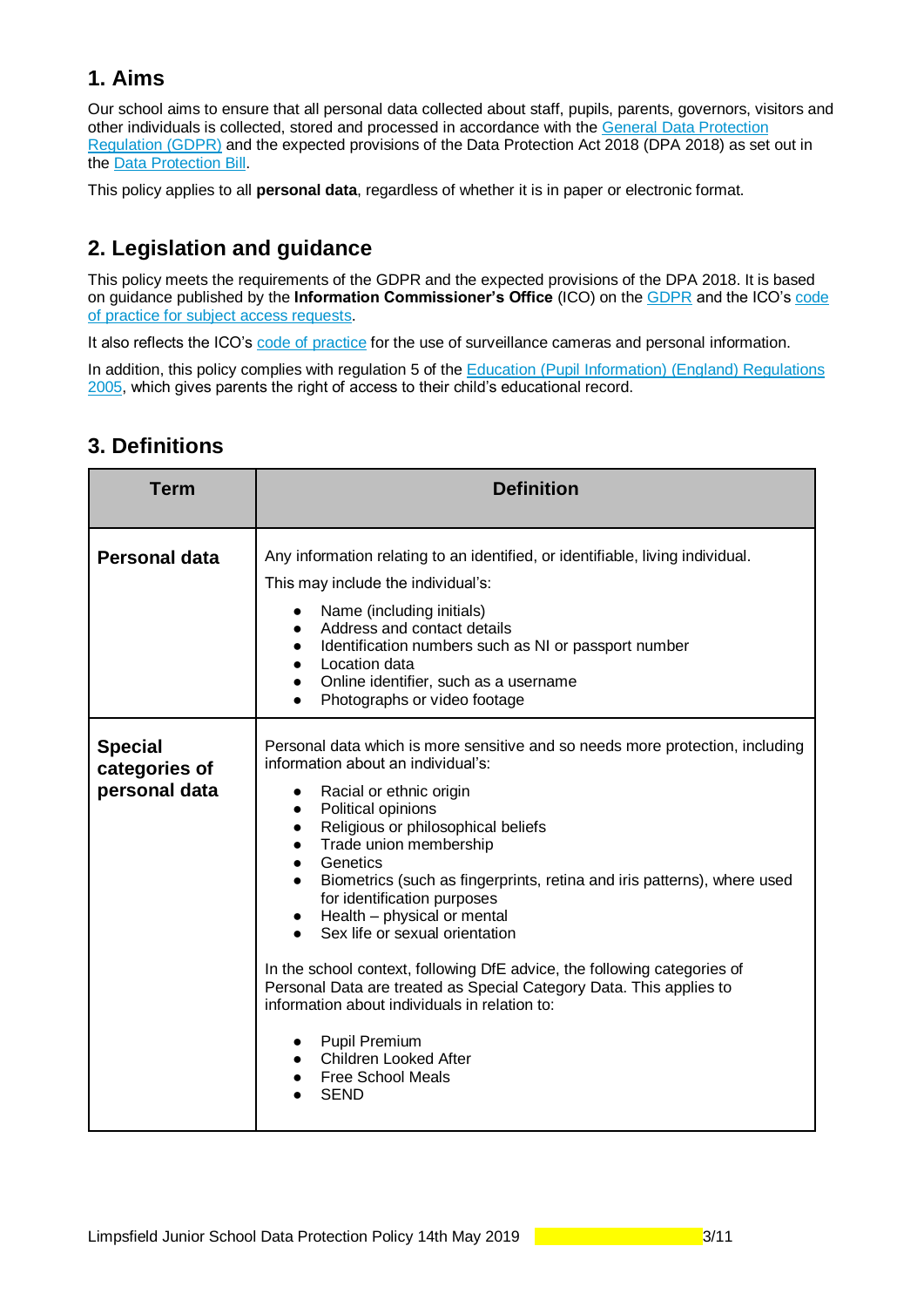## 1. Aims

Our school aims to ensure that all personal data collected about staff, pupils, parents, governors, visitors and other individuals is collected, stored and processed in accordance with the General Data Protection Regulation (GDPR) and the expected provisions of the Data Protection Act 2018 (DPA 2018) as set out in the Data Protection Bill.

This policy applies to all **personal data**, regardless of whether it is in paper or electronic format.

## 2. Legislation and guidance

This policy meets the requirements of the GDPR and the expected provisions of the DPA 2018. It is based on guidance published by the **Information Commissioner's Office** (ICO) on the GDPR and the ICO's code of practice for subject access requests.

It also reflects the ICO's code of practice for the use of surveillance cameras and personal information.

In addition, this policy complies with regulation 5 of the Education (Pupil Information) (England) Regulations 2005, which gives parents the right of access to their child's educational record.

## 3. Definitions

| Term | Definition |
|---|---|
| **Personal data** | Any information relating to an identified, or identifiable, living individual.<br>This may include the individual's:<br>• Name (including initials)<br>• Address and contact details<br>• Identification numbers such as NI or passport number<br>• Location data<br>• Online identifier, such as a username<br>• Photographs or video footage |
| **Special categories of personal data** | Personal data which is more sensitive and so needs more protection, including information about an individual's:<br>• Racial or ethnic origin<br>• Political opinions<br>• Religious or philosophical beliefs<br>• Trade union membership<br>• Genetics<br>• Biometrics (such as fingerprints, retina and iris patterns), where used for identification purposes<br>• Health – physical or mental<br>• Sex life or sexual orientation<br><br>In the school context, following DfE advice, the following categories of Personal Data are treated as Special Category Data. This applies to information about individuals in relation to:<br>• Pupil Premium<br>• Children Looked After<br>• Free School Meals<br>• SEND |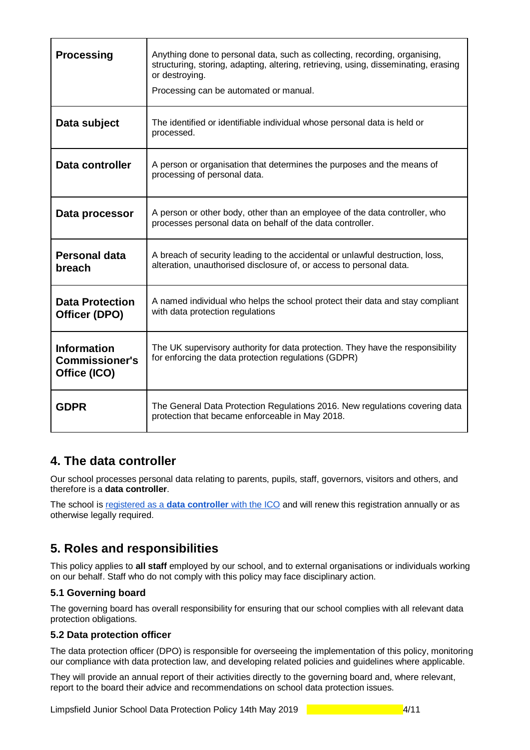| | |
|---|---|
| **Processing** | Anything done to personal data, such as collecting, recording, organising, structuring, storing, adapting, altering, retrieving, using, disseminating, erasing or destroying.<br><br>Processing can be automated or manual. |
| **Data subject** | The identified or identifiable individual whose personal data is held or processed. |
| **Data controller** | A person or organisation that determines the purposes and the means of processing of personal data. |
| **Data processor** | A person or other body, other than an employee of the data controller, who processes personal data on behalf of the data controller. |
| **Personal data breach** | A breach of security leading to the accidental or unlawful destruction, loss, alteration, unauthorised disclosure of, or access to personal data. |
| **Data Protection Officer (DPO)** | A named individual who helps the school protect their data and stay compliant with data protection regulations |
| **Information Commissioner's Office (ICO)** | The UK supervisory authority for data protection. They have the responsibility for enforcing the data protection regulations (GDPR) |
| **GDPR** | The General Data Protection Regulations 2016. New regulations covering data protection that became enforceable in May 2018. |

## 4. The data controller

Our school processes personal data relating to parents, pupils, staff, governors, visitors and others, and therefore is a **data controller**.

The school is registered as a **data controller** with the ICO and will renew this registration annually or as otherwise legally required.

## 5. Roles and responsibilities

This policy applies to **all staff** employed by our school, and to external organisations or individuals working on our behalf. Staff who do not comply with this policy may face disciplinary action.

### 5.1 Governing board

The governing board has overall responsibility for ensuring that our school complies with all relevant data protection obligations.

### 5.2 Data protection officer

The data protection officer (DPO) is responsible for overseeing the implementation of this policy, monitoring our compliance with data protection law, and developing related policies and guidelines where applicable.

They will provide an annual report of their activities directly to the governing board and, where relevant, report to the board their advice and recommendations on school data protection issues.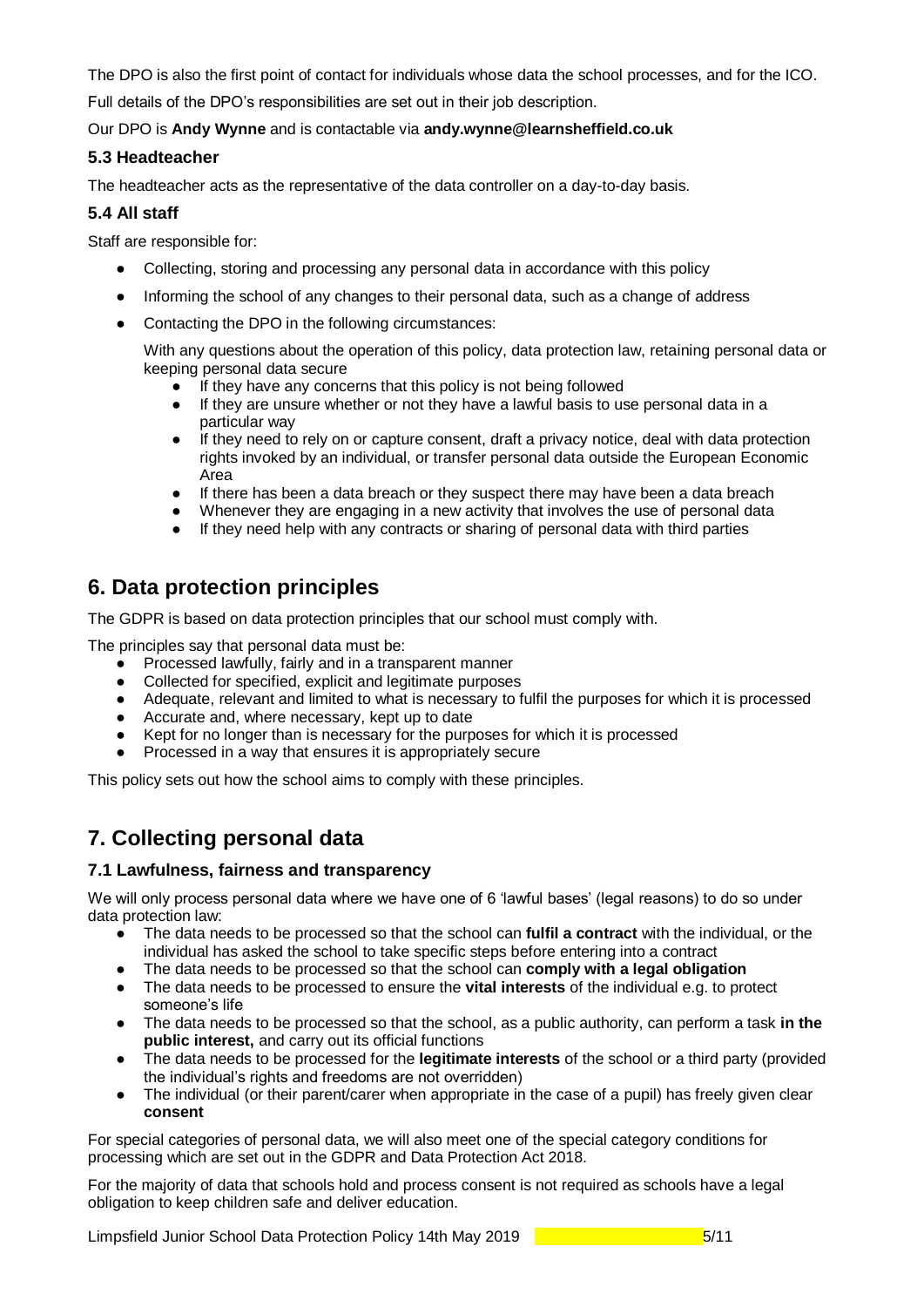The DPO is also the first point of contact for individuals whose data the school processes, and for the ICO.

Full details of the DPO's responsibilities are set out in their job description.

Our DPO is **Andy Wynne** and is contactable via **andy.wynne@learnsheffield.co.uk**

### 5.3 Headteacher

The headteacher acts as the representative of the data controller on a day-to-day basis.

### 5.4 All staff

Staff are responsible for:

- Collecting, storing and processing any personal data in accordance with this policy
- Informing the school of any changes to their personal data, such as a change of address
- Contacting the DPO in the following circumstances:

  With any questions about the operation of this policy, data protection law, retaining personal data or keeping personal data secure
  - If they have any concerns that this policy is not being followed
  - If they are unsure whether or not they have a lawful basis to use personal data in a particular way
  - If they need to rely on or capture consent, draft a privacy notice, deal with data protection rights invoked by an individual, or transfer personal data outside the European Economic Area
  - If there has been a data breach or they suspect there may have been a data breach
  - Whenever they are engaging in a new activity that involves the use of personal data
  - If they need help with any contracts or sharing of personal data with third parties

## 6. Data protection principles

The GDPR is based on data protection principles that our school must comply with.

The principles say that personal data must be:

- Processed lawfully, fairly and in a transparent manner
- Collected for specified, explicit and legitimate purposes
- Adequate, relevant and limited to what is necessary to fulfil the purposes for which it is processed
- Accurate and, where necessary, kept up to date
- Kept for no longer than is necessary for the purposes for which it is processed
- Processed in a way that ensures it is appropriately secure

This policy sets out how the school aims to comply with these principles.

## 7. Collecting personal data

### 7.1 Lawfulness, fairness and transparency

We will only process personal data where we have one of 6 'lawful bases' (legal reasons) to do so under data protection law:

- The data needs to be processed so that the school can **fulfil a contract** with the individual, or the individual has asked the school to take specific steps before entering into a contract
- The data needs to be processed so that the school can **comply with a legal obligation**
- The data needs to be processed to ensure the **vital interests** of the individual e.g. to protect someone's life
- The data needs to be processed so that the school, as a public authority, can perform a task **in the public interest,** and carry out its official functions
- The data needs to be processed for the **legitimate interests** of the school or a third party (provided the individual's rights and freedoms are not overridden)
- The individual (or their parent/carer when appropriate in the case of a pupil) has freely given clear **consent**

For special categories of personal data, we will also meet one of the special category conditions for processing which are set out in the GDPR and Data Protection Act 2018.

For the majority of data that schools hold and process consent is not required as schools have a legal obligation to keep children safe and deliver education.

Limpsfield Junior School Data Protection Policy 14th May 2019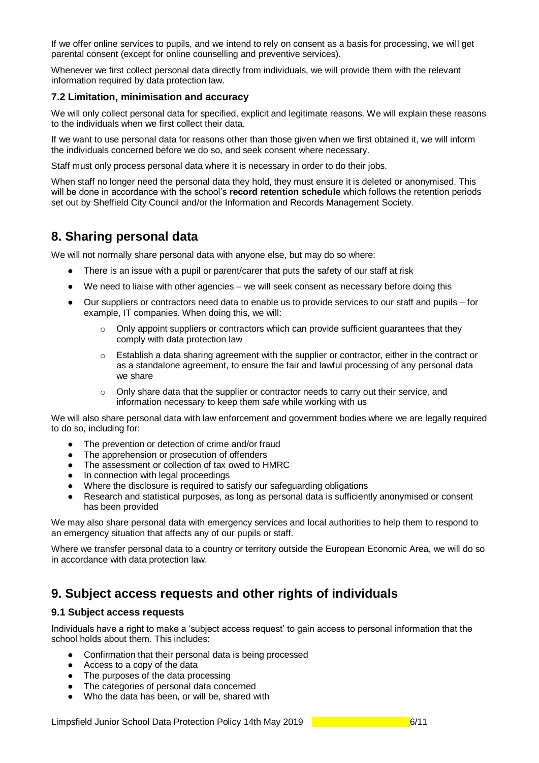If we offer online services to pupils, and we intend to rely on consent as a basis for processing, we will get parental consent (except for online counselling and preventive services).

Whenever we first collect personal data directly from individuals, we will provide them with the relevant information required by data protection law.

### 7.2 Limitation, minimisation and accuracy

We will only collect personal data for specified, explicit and legitimate reasons. We will explain these reasons to the individuals when we first collect their data.

If we want to use personal data for reasons other than those given when we first obtained it, we will inform the individuals concerned before we do so, and seek consent where necessary.

Staff must only process personal data where it is necessary in order to do their jobs.

When staff no longer need the personal data they hold, they must ensure it is deleted or anonymised. This will be done in accordance with the school's **record retention schedule** which follows the retention periods set out by Sheffield City Council and/or the Information and Records Management Society.

## 8. Sharing personal data

We will not normally share personal data with anyone else, but may do so where:

- There is an issue with a pupil or parent/carer that puts the safety of our staff at risk
- We need to liaise with other agencies – we will seek consent as necessary before doing this
- Our suppliers or contractors need data to enable us to provide services to our staff and pupils – for example, IT companies. When doing this, we will:
    - Only appoint suppliers or contractors which can provide sufficient guarantees that they comply with data protection law
    - Establish a data sharing agreement with the supplier or contractor, either in the contract or as a standalone agreement, to ensure the fair and lawful processing of any personal data we share
    - Only share data that the supplier or contractor needs to carry out their service, and information necessary to keep them safe while working with us

We will also share personal data with law enforcement and government bodies where we are legally required to do so, including for:

- The prevention or detection of crime and/or fraud
- The apprehension or prosecution of offenders
- The assessment or collection of tax owed to HMRC
- In connection with legal proceedings
- Where the disclosure is required to satisfy our safeguarding obligations
- Research and statistical purposes, as long as personal data is sufficiently anonymised or consent has been provided

We may also share personal data with emergency services and local authorities to help them to respond to an emergency situation that affects any of our pupils or staff.

Where we transfer personal data to a country or territory outside the European Economic Area, we will do so in accordance with data protection law.

## 9. Subject access requests and other rights of individuals

### 9.1 Subject access requests

Individuals have a right to make a 'subject access request' to gain access to personal information that the school holds about them. This includes:

- Confirmation that their personal data is being processed
- Access to a copy of the data
- The purposes of the data processing
- The categories of personal data concerned
- Who the data has been, or will be, shared with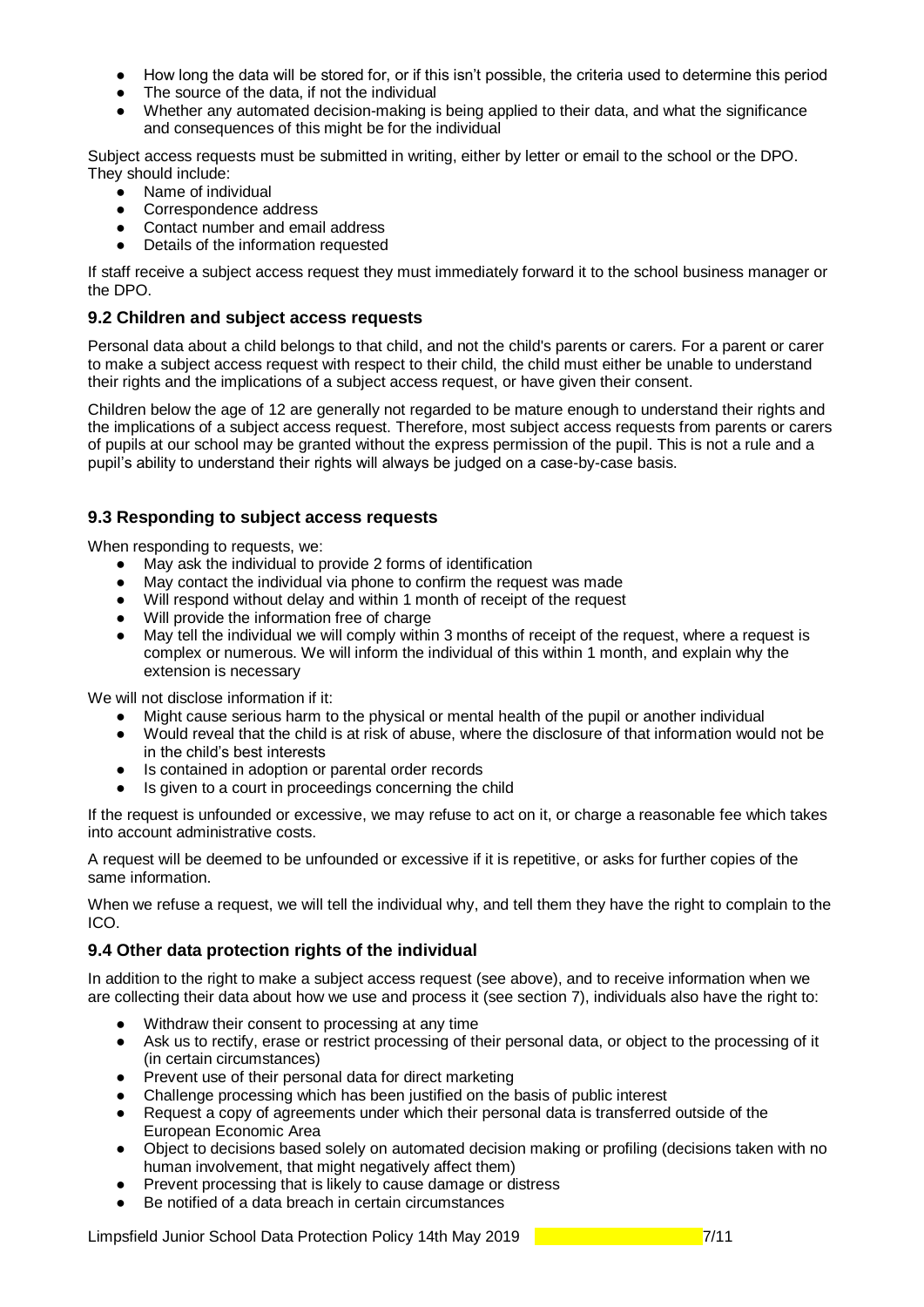- How long the data will be stored for, or if this isn't possible, the criteria used to determine this period
- The source of the data, if not the individual
- Whether any automated decision-making is being applied to their data, and what the significance and consequences of this might be for the individual

Subject access requests must be submitted in writing, either by letter or email to the school or the DPO. They should include:

- Name of individual
- Correspondence address
- Contact number and email address
- Details of the information requested

If staff receive a subject access request they must immediately forward it to the school business manager or the DPO.

### 9.2 Children and subject access requests

Personal data about a child belongs to that child, and not the child's parents or carers. For a parent or carer to make a subject access request with respect to their child, the child must either be unable to understand their rights and the implications of a subject access request, or have given their consent.

Children below the age of 12 are generally not regarded to be mature enough to understand their rights and the implications of a subject access request. Therefore, most subject access requests from parents or carers of pupils at our school may be granted without the express permission of the pupil. This is not a rule and a pupil's ability to understand their rights will always be judged on a case-by-case basis.

### 9.3 Responding to subject access requests

When responding to requests, we:

- May ask the individual to provide 2 forms of identification
- May contact the individual via phone to confirm the request was made
- Will respond without delay and within 1 month of receipt of the request
- Will provide the information free of charge
- May tell the individual we will comply within 3 months of receipt of the request, where a request is complex or numerous. We will inform the individual of this within 1 month, and explain why the extension is necessary

We will not disclose information if it:

- Might cause serious harm to the physical or mental health of the pupil or another individual
- Would reveal that the child is at risk of abuse, where the disclosure of that information would not be in the child's best interests
- Is contained in adoption or parental order records
- Is given to a court in proceedings concerning the child

If the request is unfounded or excessive, we may refuse to act on it, or charge a reasonable fee which takes into account administrative costs.

A request will be deemed to be unfounded or excessive if it is repetitive, or asks for further copies of the same information.

When we refuse a request, we will tell the individual why, and tell them they have the right to complain to the ICO.

### 9.4 Other data protection rights of the individual

In addition to the right to make a subject access request (see above), and to receive information when we are collecting their data about how we use and process it (see section 7), individuals also have the right to:

- Withdraw their consent to processing at any time
- Ask us to rectify, erase or restrict processing of their personal data, or object to the processing of it (in certain circumstances)
- Prevent use of their personal data for direct marketing
- Challenge processing which has been justified on the basis of public interest
- Request a copy of agreements under which their personal data is transferred outside of the European Economic Area
- Object to decisions based solely on automated decision making or profiling (decisions taken with no human involvement, that might negatively affect them)
- Prevent processing that is likely to cause damage or distress
- Be notified of a data breach in certain circumstances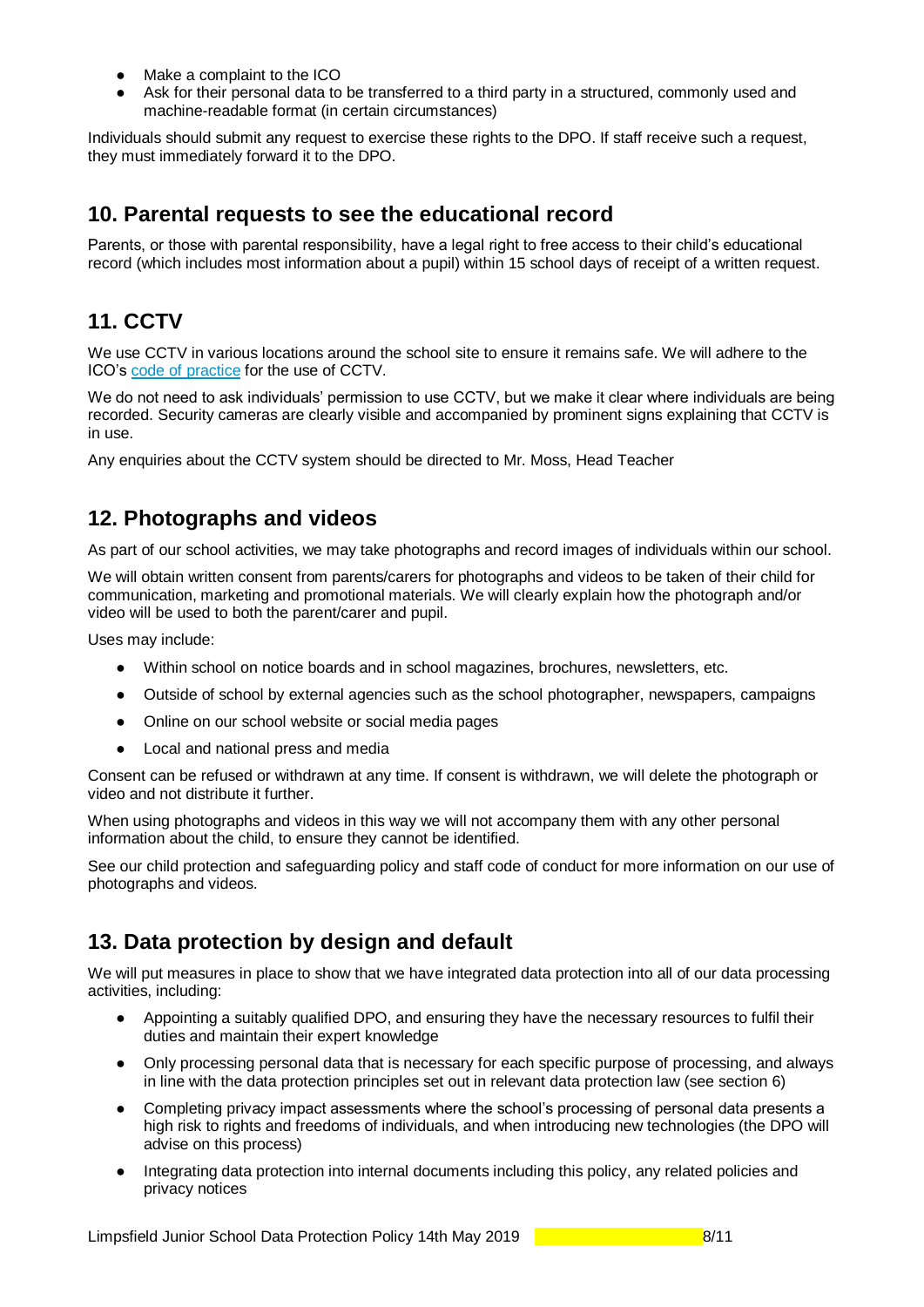- Make a complaint to the ICO
- Ask for their personal data to be transferred to a third party in a structured, commonly used and machine-readable format (in certain circumstances)

Individuals should submit any request to exercise these rights to the DPO. If staff receive such a request, they must immediately forward it to the DPO.

## 10. Parental requests to see the educational record

Parents, or those with parental responsibility, have a legal right to free access to their child's educational record (which includes most information about a pupil) within 15 school days of receipt of a written request.

## 11. CCTV

We use CCTV in various locations around the school site to ensure it remains safe. We will adhere to the ICO's code of practice for the use of CCTV.

We do not need to ask individuals' permission to use CCTV, but we make it clear where individuals are being recorded. Security cameras are clearly visible and accompanied by prominent signs explaining that CCTV is in use.

Any enquiries about the CCTV system should be directed to Mr. Moss, Head Teacher

## 12. Photographs and videos

As part of our school activities, we may take photographs and record images of individuals within our school.

We will obtain written consent from parents/carers for photographs and videos to be taken of their child for communication, marketing and promotional materials. We will clearly explain how the photograph and/or video will be used to both the parent/carer and pupil.

Uses may include:

- Within school on notice boards and in school magazines, brochures, newsletters, etc.
- Outside of school by external agencies such as the school photographer, newspapers, campaigns
- Online on our school website or social media pages
- Local and national press and media

Consent can be refused or withdrawn at any time. If consent is withdrawn, we will delete the photograph or video and not distribute it further.

When using photographs and videos in this way we will not accompany them with any other personal information about the child, to ensure they cannot be identified.

See our child protection and safeguarding policy and staff code of conduct for more information on our use of photographs and videos.

## 13. Data protection by design and default

We will put measures in place to show that we have integrated data protection into all of our data processing activities, including:

- Appointing a suitably qualified DPO, and ensuring they have the necessary resources to fulfil their duties and maintain their expert knowledge
- Only processing personal data that is necessary for each specific purpose of processing, and always in line with the data protection principles set out in relevant data protection law (see section 6)
- Completing privacy impact assessments where the school's processing of personal data presents a high risk to rights and freedoms of individuals, and when introducing new technologies (the DPO will advise on this process)
- Integrating data protection into internal documents including this policy, any related policies and privacy notices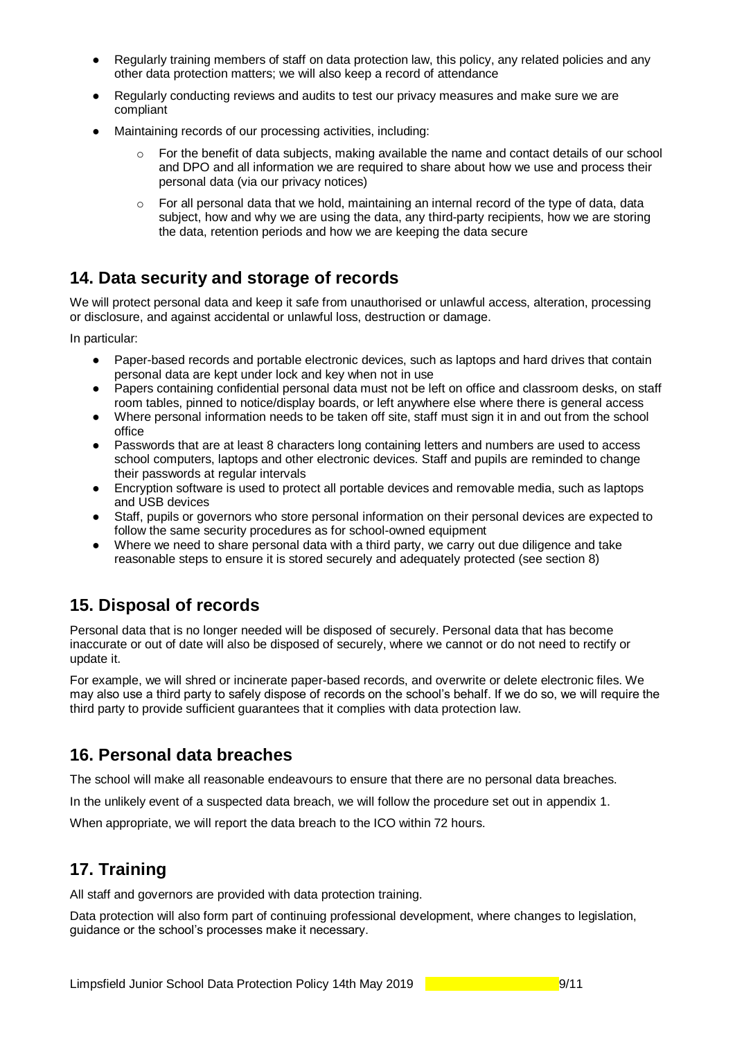- Regularly training members of staff on data protection law, this policy, any related policies and any other data protection matters; we will also keep a record of attendance
- Regularly conducting reviews and audits to test our privacy measures and make sure we are compliant
- Maintaining records of our processing activities, including:
  - For the benefit of data subjects, making available the name and contact details of our school and DPO and all information we are required to share about how we use and process their personal data (via our privacy notices)
  - For all personal data that we hold, maintaining an internal record of the type of data, data subject, how and why we are using the data, any third-party recipients, how we are storing the data, retention periods and how we are keeping the data secure

## 14. Data security and storage of records

We will protect personal data and keep it safe from unauthorised or unlawful access, alteration, processing or disclosure, and against accidental or unlawful loss, destruction or damage.

In particular:

- Paper-based records and portable electronic devices, such as laptops and hard drives that contain personal data are kept under lock and key when not in use
- Papers containing confidential personal data must not be left on office and classroom desks, on staff room tables, pinned to notice/display boards, or left anywhere else where there is general access
- Where personal information needs to be taken off site, staff must sign it in and out from the school office
- Passwords that are at least 8 characters long containing letters and numbers are used to access school computers, laptops and other electronic devices. Staff and pupils are reminded to change their passwords at regular intervals
- Encryption software is used to protect all portable devices and removable media, such as laptops and USB devices
- Staff, pupils or governors who store personal information on their personal devices are expected to follow the same security procedures as for school-owned equipment
- Where we need to share personal data with a third party, we carry out due diligence and take reasonable steps to ensure it is stored securely and adequately protected (see section 8)

## 15. Disposal of records

Personal data that is no longer needed will be disposed of securely. Personal data that has become inaccurate or out of date will also be disposed of securely, where we cannot or do not need to rectify or update it.

For example, we will shred or incinerate paper-based records, and overwrite or delete electronic files. We may also use a third party to safely dispose of records on the school's behalf. If we do so, we will require the third party to provide sufficient guarantees that it complies with data protection law.

## 16. Personal data breaches

The school will make all reasonable endeavours to ensure that there are no personal data breaches.

In the unlikely event of a suspected data breach, we will follow the procedure set out in appendix 1.

When appropriate, we will report the data breach to the ICO within 72 hours.

## 17. Training

All staff and governors are provided with data protection training.

Data protection will also form part of continuing professional development, where changes to legislation, guidance or the school's processes make it necessary.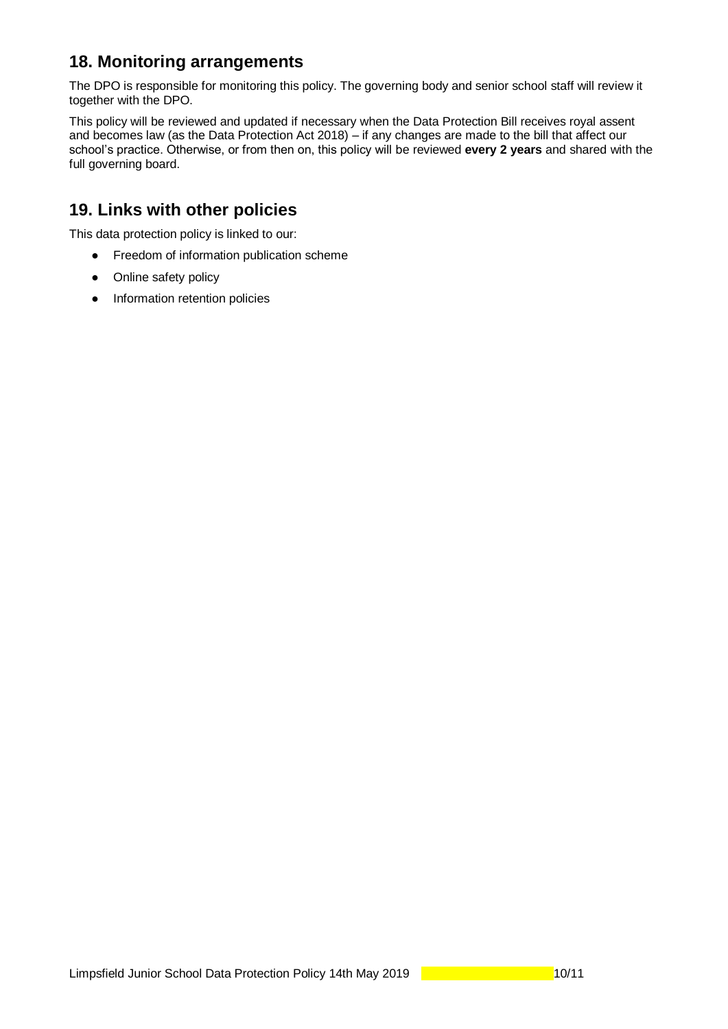## 18. Monitoring arrangements

The DPO is responsible for monitoring this policy. The governing body and senior school staff will review it together with the DPO.

This policy will be reviewed and updated if necessary when the Data Protection Bill receives royal assent and becomes law (as the Data Protection Act 2018) – if any changes are made to the bill that affect our school's practice. Otherwise, or from then on, this policy will be reviewed **every 2 years** and shared with the full governing board.

## 19. Links with other policies

This data protection policy is linked to our:

- Freedom of information publication scheme
- Online safety policy
- Information retention policies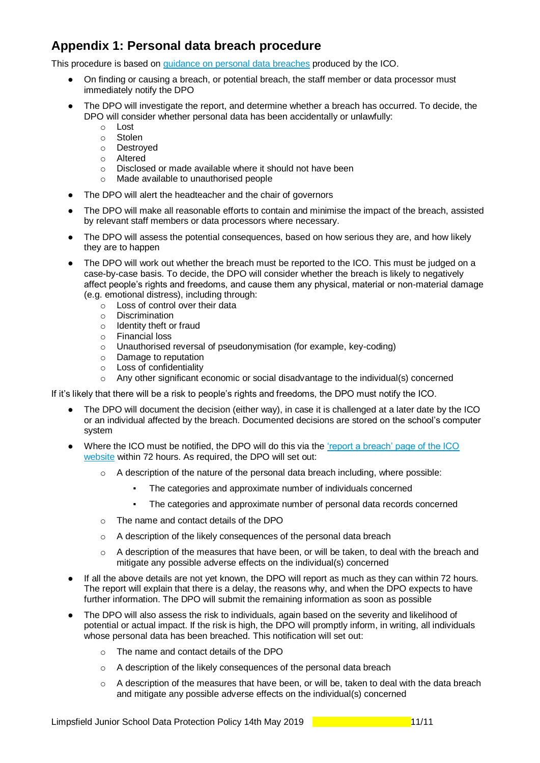## Appendix 1: Personal data breach procedure

This procedure is based on [guidance on personal data breaches](#) produced by the ICO.

- On finding or causing a breach, or potential breach, the staff member or data processor must immediately notify the DPO
- The DPO will investigate the report, and determine whether a breach has occurred. To decide, the DPO will consider whether personal data has been accidentally or unlawfully:
  - Lost
  - Stolen
  - Destroyed
  - Altered
  - Disclosed or made available where it should not have been
  - Made available to unauthorised people
- The DPO will alert the headteacher and the chair of governors
- The DPO will make all reasonable efforts to contain and minimise the impact of the breach, assisted by relevant staff members or data processors where necessary.
- The DPO will assess the potential consequences, based on how serious they are, and how likely they are to happen
- The DPO will work out whether the breach must be reported to the ICO. This must be judged on a case-by-case basis. To decide, the DPO will consider whether the breach is likely to negatively affect people's rights and freedoms, and cause them any physical, material or non-material damage (e.g. emotional distress), including through:
  - Loss of control over their data
  - Discrimination
  - Identity theft or fraud
  - Financial loss
  - Unauthorised reversal of pseudonymisation (for example, key-coding)
  - Damage to reputation
  - Loss of confidentiality
  - Any other significant economic or social disadvantage to the individual(s) concerned

If it's likely that there will be a risk to people's rights and freedoms, the DPO must notify the ICO.

- The DPO will document the decision (either way), in case it is challenged at a later date by the ICO or an individual affected by the breach. Documented decisions are stored on the school's computer system
- Where the ICO must be notified, the DPO will do this via the ['report a breach' page of the ICO website](#) within 72 hours. As required, the DPO will set out:
  - A description of the nature of the personal data breach including, where possible:
    - The categories and approximate number of individuals concerned
    - The categories and approximate number of personal data records concerned
  - The name and contact details of the DPO
  - A description of the likely consequences of the personal data breach
  - A description of the measures that have been, or will be taken, to deal with the breach and mitigate any possible adverse effects on the individual(s) concerned
- If all the above details are not yet known, the DPO will report as much as they can within 72 hours. The report will explain that there is a delay, the reasons why, and when the DPO expects to have further information. The DPO will submit the remaining information as soon as possible
- The DPO will also assess the risk to individuals, again based on the severity and likelihood of potential or actual impact. If the risk is high, the DPO will promptly inform, in writing, all individuals whose personal data has been breached. This notification will set out:
  - The name and contact details of the DPO
  - A description of the likely consequences of the personal data breach
  - A description of the measures that have been, or will be, taken to deal with the data breach and mitigate any possible adverse effects on the individual(s) concerned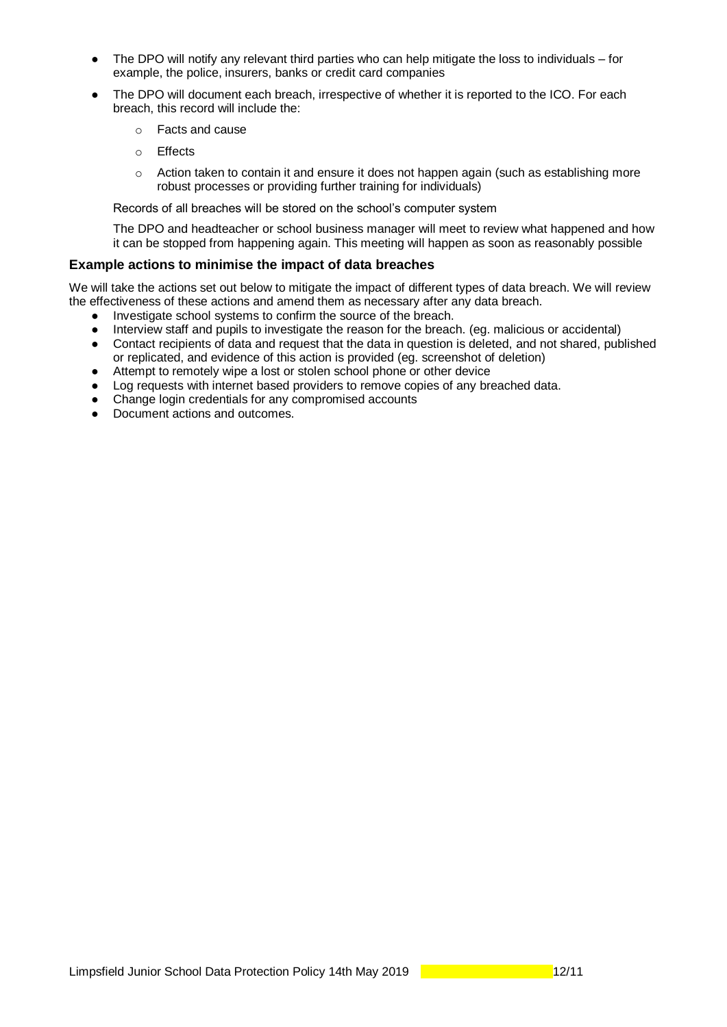- The DPO will notify any relevant third parties who can help mitigate the loss to individuals – for example, the police, insurers, banks or credit card companies
- The DPO will document each breach, irrespective of whether it is reported to the ICO. For each breach, this record will include the:
    - Facts and cause
    - Effects
    - Action taken to contain it and ensure it does not happen again (such as establishing more robust processes or providing further training for individuals)

  Records of all breaches will be stored on the school's computer system

  The DPO and headteacher or school business manager will meet to review what happened and how it can be stopped from happening again. This meeting will happen as soon as reasonably possible

### Example actions to minimise the impact of data breaches

We will take the actions set out below to mitigate the impact of different types of data breach. We will review the effectiveness of these actions and amend them as necessary after any data breach.

- Investigate school systems to confirm the source of the breach.
- Interview staff and pupils to investigate the reason for the breach. (eg. malicious or accidental)
- Contact recipients of data and request that the data in question is deleted, and not shared, published or replicated, and evidence of this action is provided (eg. screenshot of deletion)
- Attempt to remotely wipe a lost or stolen school phone or other device
- Log requests with internet based providers to remove copies of any breached data.
- Change login credentials for any compromised accounts
- Document actions and outcomes.